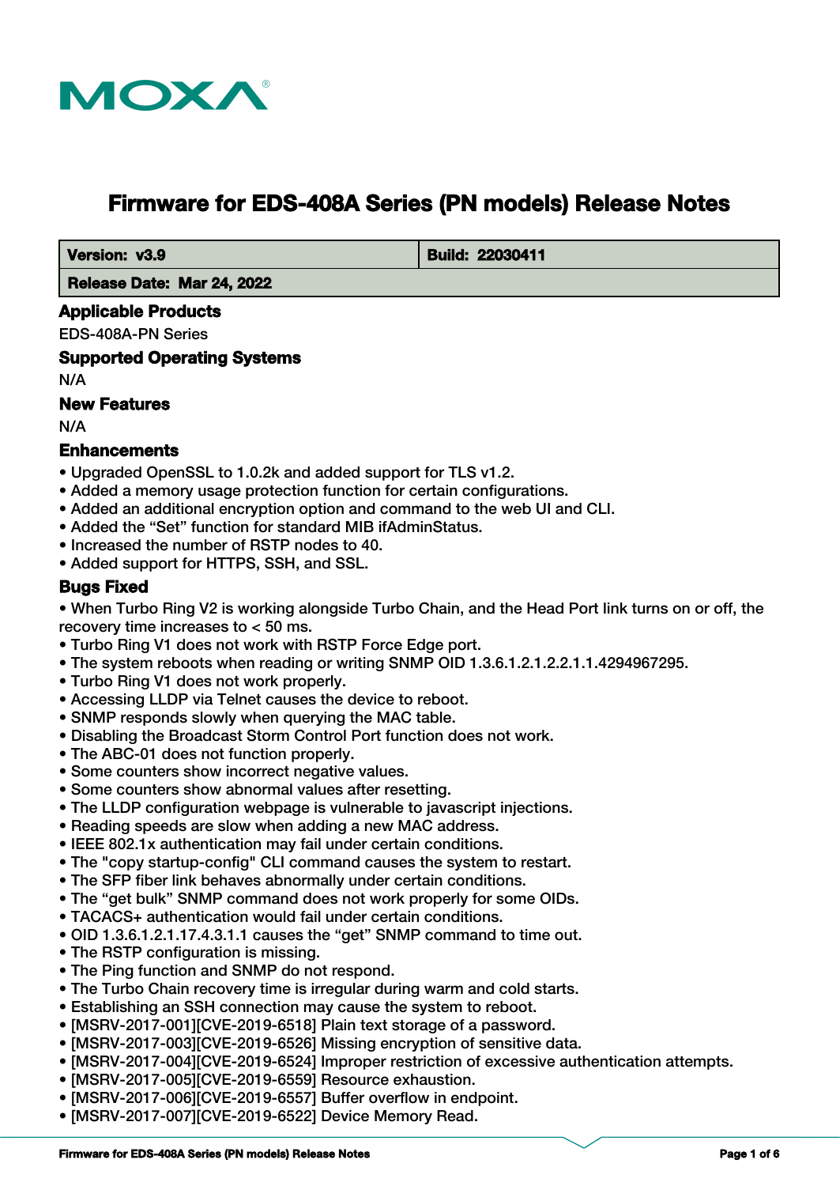# Firmware for EDS-408A Series (PN models) Release Notes

| Version: v3.9 | Build: 22030411 |
| --- | --- |
| Release Date: Mar 24, 2022 | |

## Applicable Products

EDS-408A-PN Series

## Supported Operating Systems

N/A

## New Features

N/A

## Enhancements

- Upgraded OpenSSL to 1.0.2k and added support for TLS v1.2.
- Added a memory usage protection function for certain configurations.
- Added an additional encryption option and command to the web UI and CLI.
- Added the “Set” function for standard MIB ifAdminStatus.
- Increased the number of RSTP nodes to 40.
- Added support for HTTPS, SSH, and SSL.

## Bugs Fixed

- When Turbo Ring V2 is working alongside Turbo Chain, and the Head Port link turns on or off, the recovery time increases to < 50 ms.
- Turbo Ring V1 does not work with RSTP Force Edge port.
- The system reboots when reading or writing SNMP OID 1.3.6.1.2.1.2.2.1.1.4294967295.
- Turbo Ring V1 does not work properly.
- Accessing LLDP via Telnet causes the device to reboot.
- SNMP responds slowly when querying the MAC table.
- Disabling the Broadcast Storm Control Port function does not work.
- The ABC-01 does not function properly.
- Some counters show incorrect negative values.
- Some counters show abnormal values after resetting.
- The LLDP configuration webpage is vulnerable to javascript injections.
- Reading speeds are slow when adding a new MAC address.
- IEEE 802.1x authentication may fail under certain conditions.
- The "copy startup-config" CLI command causes the system to restart.
- The SFP fiber link behaves abnormally under certain conditions.
- The “get bulk” SNMP command does not work properly for some OIDs.
- TACACS+ authentication would fail under certain conditions.
- OID 1.3.6.1.2.1.17.4.3.1.1 causes the “get” SNMP command to time out.
- The RSTP configuration is missing.
- The Ping function and SNMP do not respond.
- The Turbo Chain recovery time is irregular during warm and cold starts.
- Establishing an SSH connection may cause the system to reboot.
- [MSRV-2017-001][CVE-2019-6518] Plain text storage of a password.
- [MSRV-2017-003][CVE-2019-6526] Missing encryption of sensitive data.
- [MSRV-2017-004][CVE-2019-6524] Improper restriction of excessive authentication attempts.
- [MSRV-2017-005][CVE-2019-6559] Resource exhaustion.
- [MSRV-2017-006][CVE-2019-6557] Buffer overflow in endpoint.
- [MSRV-2017-007][CVE-2019-6522] Device Memory Read.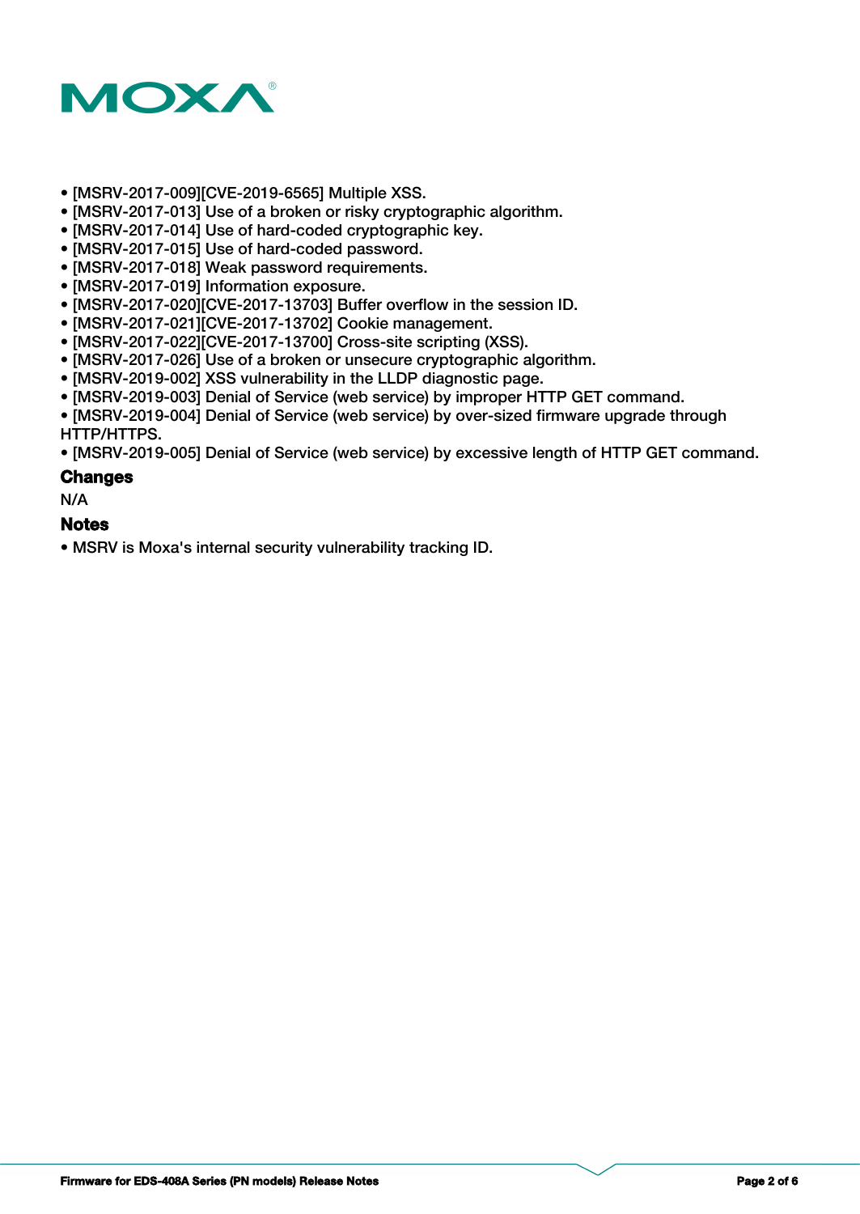- [MSRV-2017-009][CVE-2019-6565] Multiple XSS.
- [MSRV-2017-013] Use of a broken or risky cryptographic algorithm.
- [MSRV-2017-014] Use of hard-coded cryptographic key.
- [MSRV-2017-015] Use of hard-coded password.
- [MSRV-2017-018] Weak password requirements.
- [MSRV-2017-019] Information exposure.
- [MSRV-2017-020][CVE-2017-13703] Buffer overflow in the session ID.
- [MSRV-2017-021][CVE-2017-13702] Cookie management.
- [MSRV-2017-022][CVE-2017-13700] Cross-site scripting (XSS).
- [MSRV-2017-026] Use of a broken or unsecure cryptographic algorithm.
- [MSRV-2019-002] XSS vulnerability in the LLDP diagnostic page.
- [MSRV-2019-003] Denial of Service (web service) by improper HTTP GET command.
- [MSRV-2019-004] Denial of Service (web service) by over-sized firmware upgrade through HTTP/HTTPS.
- [MSRV-2019-005] Denial of Service (web service) by excessive length of HTTP GET command.

## Changes

N/A

## Notes

- MSRV is Moxa's internal security vulnerability tracking ID.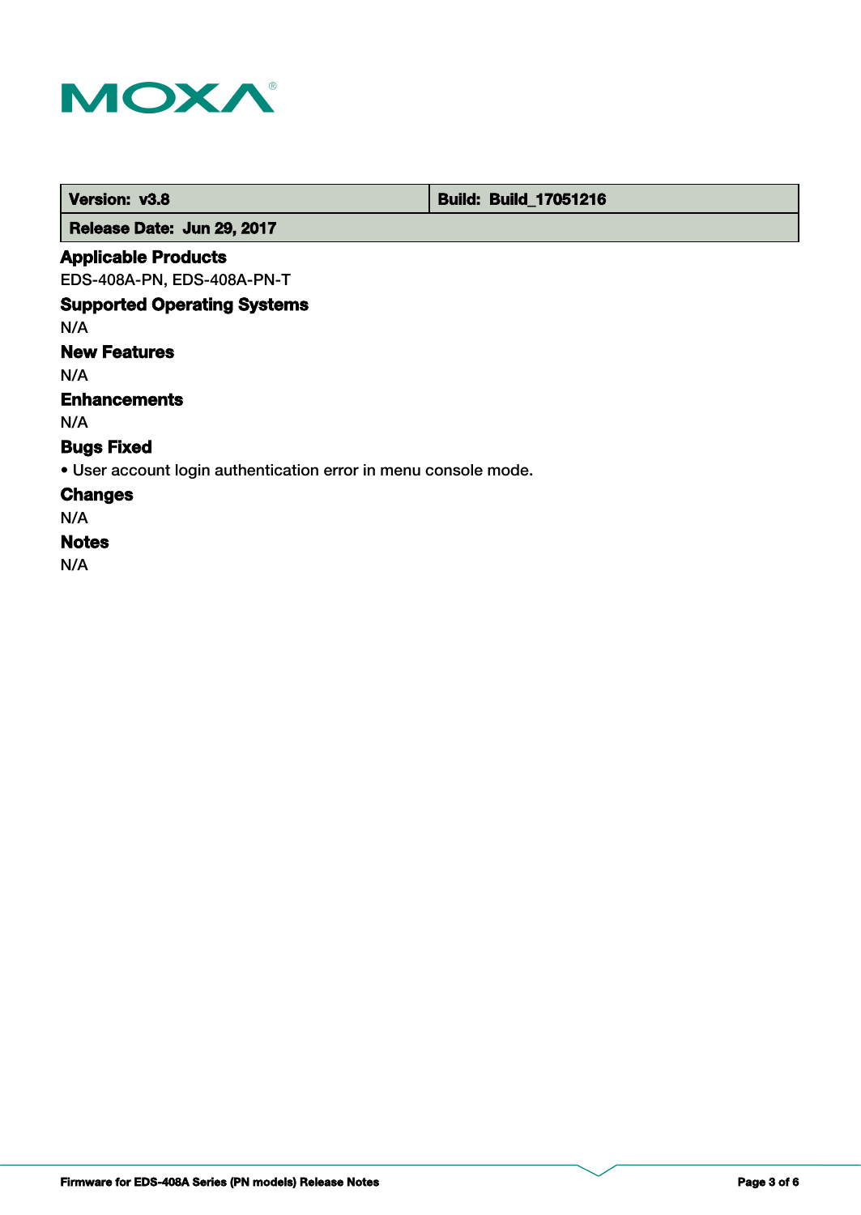| Version: v3.8 | Build: Build_17051216 |
| --- | --- |
| Release Date: Jun 29, 2017 | |

### Applicable Products

EDS-408A-PN, EDS-408A-PN-T

### Supported Operating Systems

N/A

### New Features

N/A

### Enhancements

N/A

### Bugs Fixed

- User account login authentication error in menu console mode.

### Changes

N/A

### Notes

N/A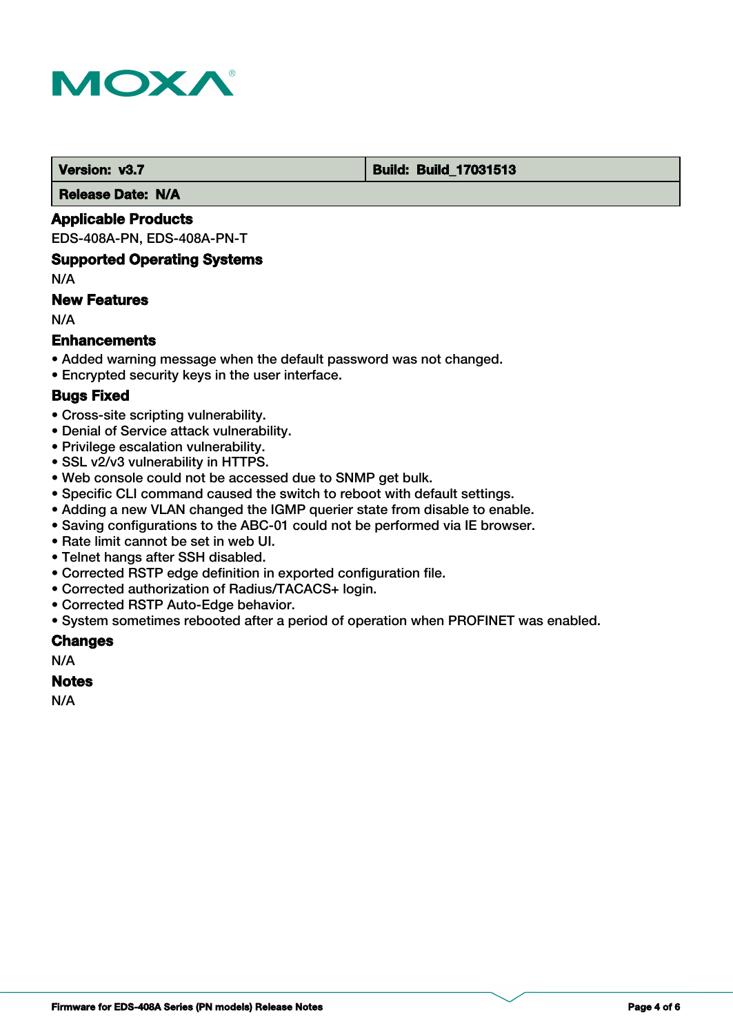| Version: v3.7 | Build: Build_17031513 |
| --- | --- |
| Release Date: N/A | |

### Applicable Products

EDS-408A-PN, EDS-408A-PN-T

### Supported Operating Systems

N/A

### New Features

N/A

### Enhancements

- Added warning message when the default password was not changed.
- Encrypted security keys in the user interface.

### Bugs Fixed

- Cross-site scripting vulnerability.
- Denial of Service attack vulnerability.
- Privilege escalation vulnerability.
- SSL v2/v3 vulnerability in HTTPS.
- Web console could not be accessed due to SNMP get bulk.
- Specific CLI command caused the switch to reboot with default settings.
- Adding a new VLAN changed the IGMP querier state from disable to enable.
- Saving configurations to the ABC-01 could not be performed via IE browser.
- Rate limit cannot be set in web UI.
- Telnet hangs after SSH disabled.
- Corrected RSTP edge definition in exported configuration file.
- Corrected authorization of Radius/TACACS+ login.
- Corrected RSTP Auto-Edge behavior.
- System sometimes rebooted after a period of operation when PROFINET was enabled.

### Changes

N/A

### Notes

N/A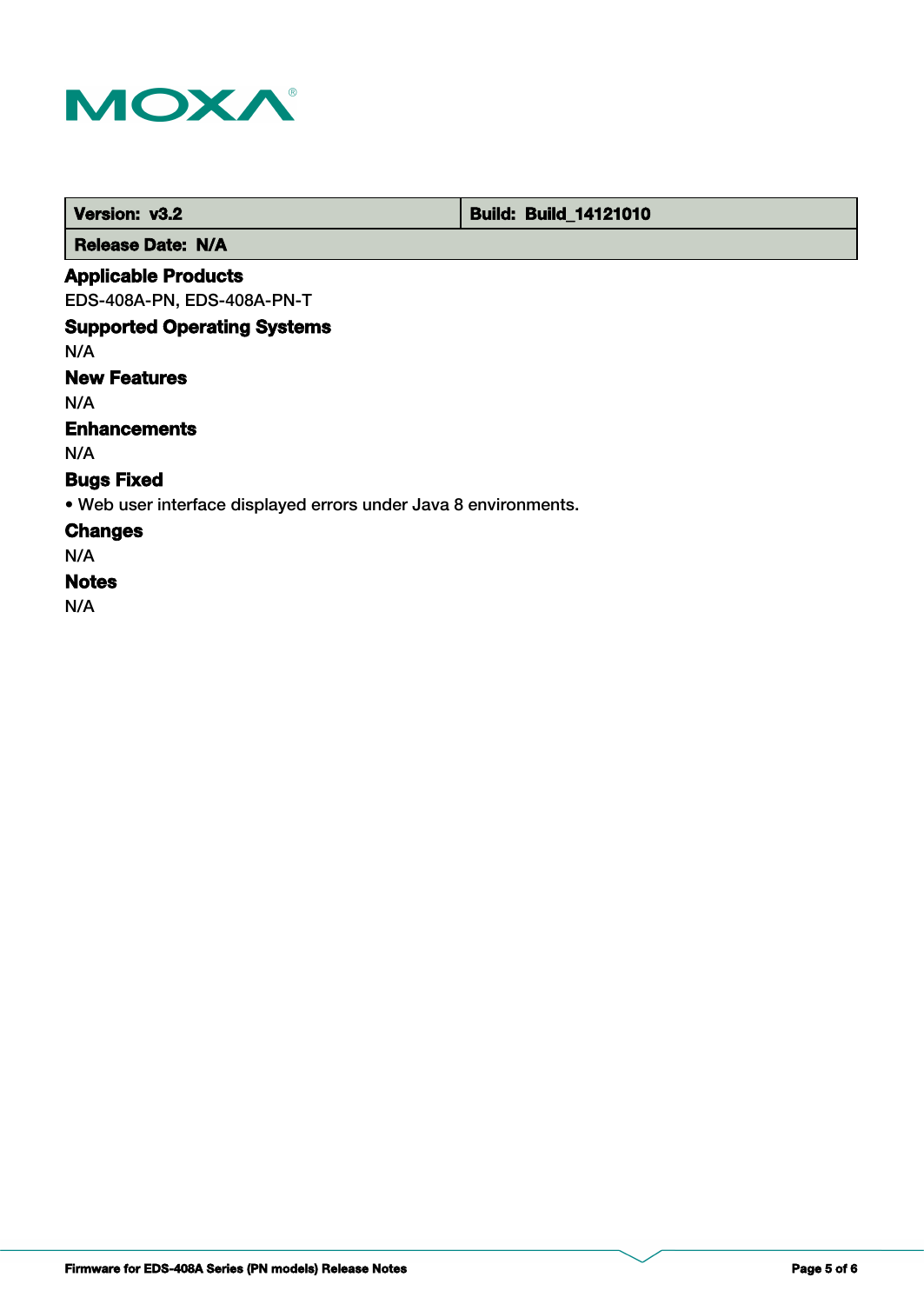| Version: v3.2 | Build: Build_14121010 |
| --- | --- |
| Release Date: N/A | |

### Applicable Products

EDS-408A-PN, EDS-408A-PN-T

### Supported Operating Systems

N/A

### New Features

N/A

### Enhancements

N/A

### Bugs Fixed

• Web user interface displayed errors under Java 8 environments.

### Changes

N/A

### Notes

N/A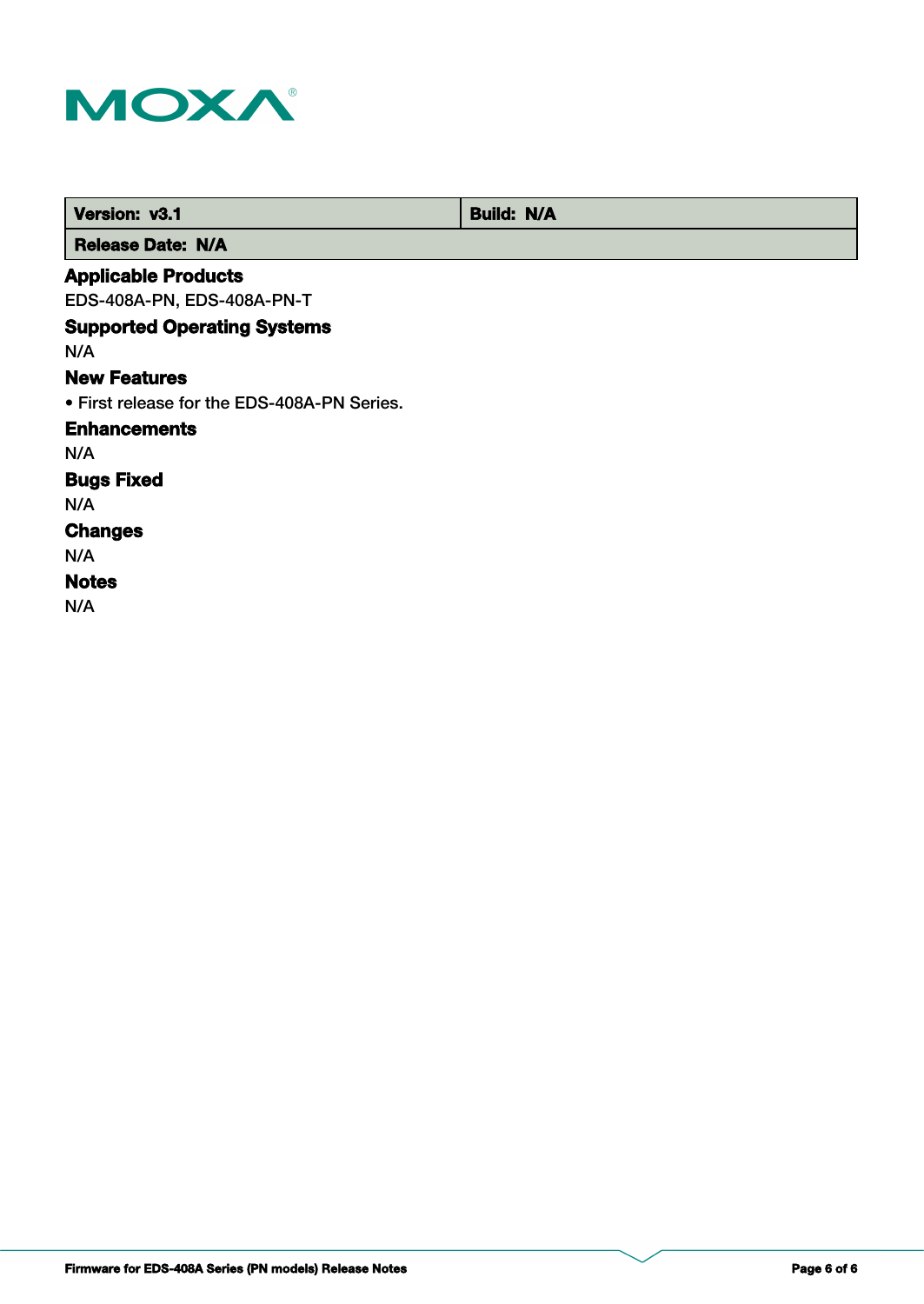| Version: v3.1 | Build: N/A |
| --- | --- |
| Release Date: N/A | |

### Applicable Products

EDS-408A-PN, EDS-408A-PN-T

### Supported Operating Systems

N/A

### New Features

- First release for the EDS-408A-PN Series.

### Enhancements

N/A

### Bugs Fixed

N/A

### Changes

N/A

### Notes

N/A